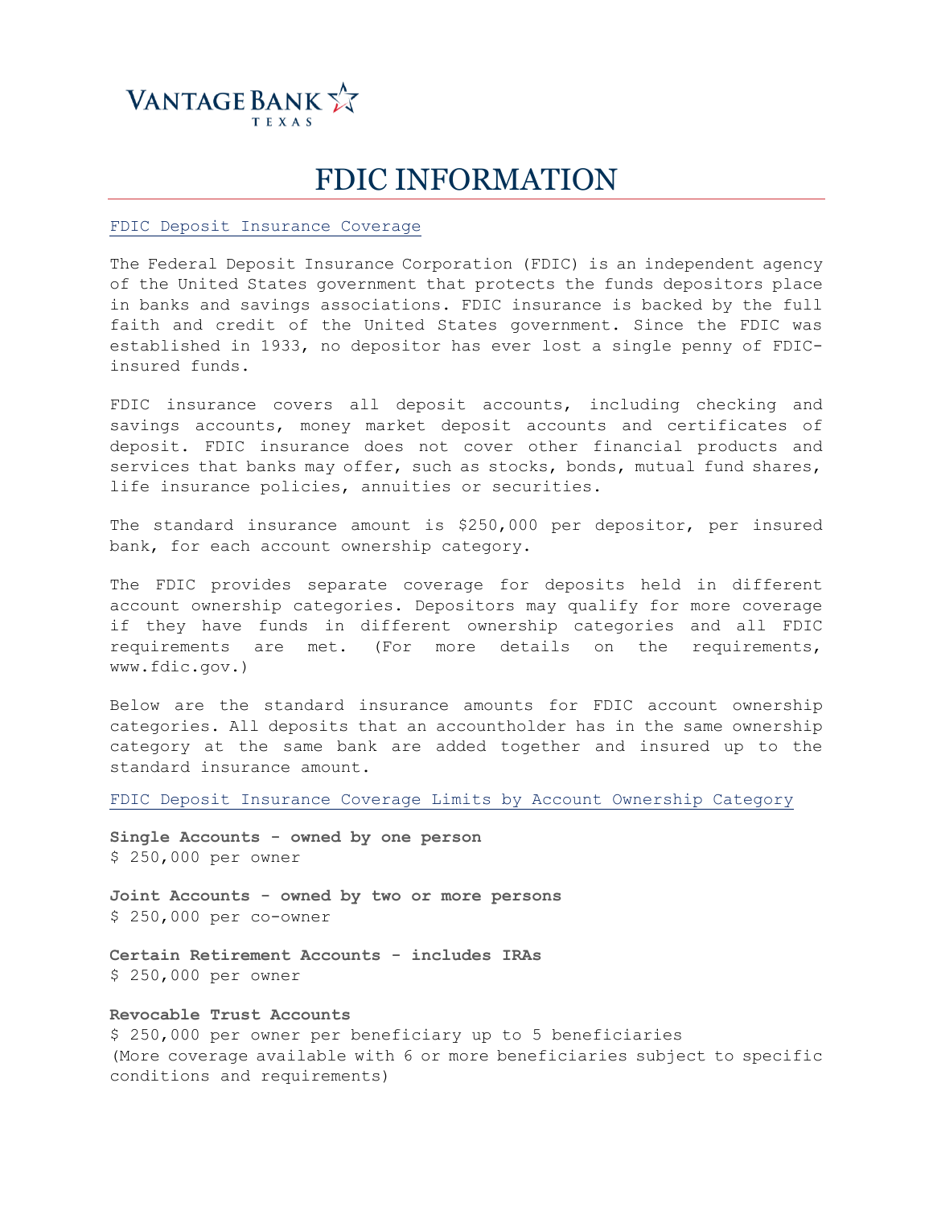VANTAGE BANK TEXAS

# FDIC INFORMATION

## FDIC Deposit Insurance Coverage

The Federal Deposit Insurance Corporation (FDIC) is an independent agency of the United States government that protects the funds depositors place in banks and savings associations. FDIC insurance is backed by the full faith and credit of the United States government. Since the FDIC was established in 1933, no depositor has ever lost a single penny of FDIC-insured funds.

FDIC insurance covers all deposit accounts, including checking and savings accounts, money market deposit accounts and certificates of deposit. FDIC insurance does not cover other financial products and services that banks may offer, such as stocks, bonds, mutual fund shares, life insurance policies, annuities or securities.

The standard insurance amount is $250,000 per depositor, per insured bank, for each account ownership category.

The FDIC provides separate coverage for deposits held in different account ownership categories. Depositors may qualify for more coverage if they have funds in different ownership categories and all FDIC requirements are met. (For more details on the requirements, www.fdic.gov.)

Below are the standard insurance amounts for FDIC account ownership categories. All deposits that an accountholder has in the same ownership category at the same bank are added together and insured up to the standard insurance amount.

## FDIC Deposit Insurance Coverage Limits by Account Ownership Category

**Single Accounts - owned by one person**
$ 250,000 per owner

**Joint Accounts - owned by two or more persons**
$ 250,000 per co-owner

**Certain Retirement Accounts - includes IRAs**
$ 250,000 per owner

**Revocable Trust Accounts**
$ 250,000 per owner per beneficiary up to 5 beneficiaries
(More coverage available with 6 or more beneficiaries subject to specific conditions and requirements)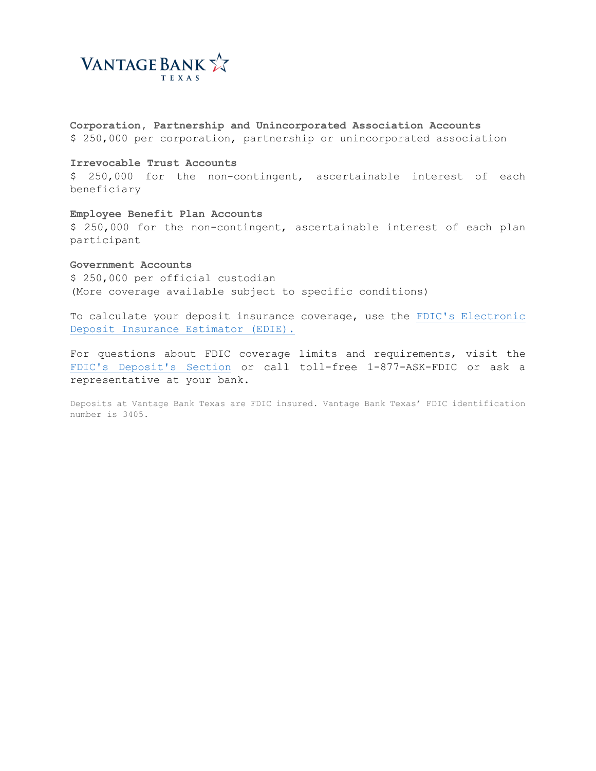**Corporation, Partnership and Unincorporated Association Accounts**
$ 250,000 per corporation, partnership or unincorporated association

**Irrevocable Trust Accounts**
$ 250,000 for the non-contingent, ascertainable interest of each beneficiary

**Employee Benefit Plan Accounts**
$ 250,000 for the non-contingent, ascertainable interest of each plan participant

**Government Accounts**
$ 250,000 per official custodian
(More coverage available subject to specific conditions)

To calculate your deposit insurance coverage, use the FDIC's Electronic Deposit Insurance Estimator (EDIE).

For questions about FDIC coverage limits and requirements, visit the FDIC's Deposit's Section or call toll-free 1-877-ASK-FDIC or ask a representative at your bank.

Deposits at Vantage Bank Texas are FDIC insured. Vantage Bank Texas' FDIC identification number is 3405.